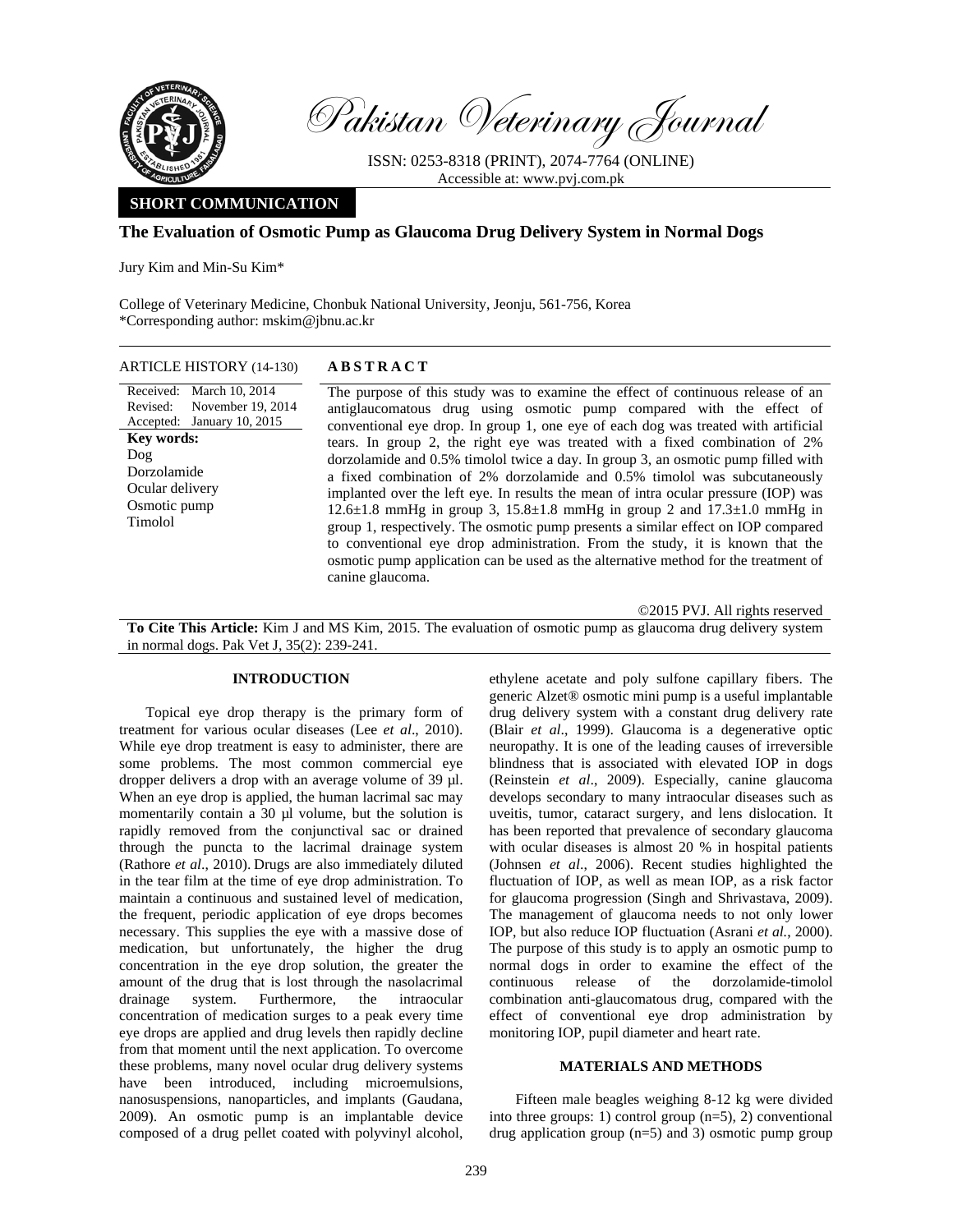# Pakistan Veterinary Journal

ISSN: 0253-8318 (PRINT), 2074-7764 (ONLINE)
Accessible at: www.pvj.com.pk

**SHORT COMMUNICATION**

## The Evaluation of Osmotic Pump as Glaucoma Drug Delivery System in Normal Dogs

Jury Kim and Min-Su Kim*

College of Veterinary Medicine, Chonbuk National University, Jeonju, 561-756, Korea
*Corresponding author: mskim@jbnu.ac.kr

**ARTICLE HISTORY** (14-130)

Received: March 10, 2014
Revised: November 19, 2014
Accepted: January 10, 2015

**Key words:**
Dog
Dorzolamide
Ocular delivery
Osmotic pump
Timolol

**ABSTRACT**

The purpose of this study was to examine the effect of continuous release of an antiglaucomatous drug using osmotic pump compared with the effect of conventional eye drop. In group 1, one eye of each dog was treated with artificial tears. In group 2, the right eye was treated with a fixed combination of 2% dorzolamide and 0.5% timolol twice a day. In group 3, an osmotic pump filled with a fixed combination of 2% dorzolamide and 0.5% timolol was subcutaneously implanted over the left eye. In results the mean of intra ocular pressure (IOP) was 12.6±1.8 mmHg in group 3, 15.8±1.8 mmHg in group 2 and 17.3±1.0 mmHg in group 1, respectively. The osmotic pump presents a similar effect on IOP compared to conventional eye drop administration. From the study, it is known that the osmotic pump application can be used as the alternative method for the treatment of canine glaucoma.

©2015 PVJ. All rights reserved

**To Cite This Article:** Kim J and MS Kim, 2015. The evaluation of osmotic pump as glaucoma drug delivery system in normal dogs. Pak Vet J, 35(2): 239-241.

### INTRODUCTION

Topical eye drop therapy is the primary form of treatment for various ocular diseases (Lee *et al*., 2010). While eye drop treatment is easy to administer, there are some problems. The most common commercial eye dropper delivers a drop with an average volume of 39 µl. When an eye drop is applied, the human lacrimal sac may momentarily contain a 30 µl volume, but the solution is rapidly removed from the conjunctival sac or drained through the puncta to the lacrimal drainage system (Rathore *et al*., 2010). Drugs are also immediately diluted in the tear film at the time of eye drop administration. To maintain a continuous and sustained level of medication, the frequent, periodic application of eye drops becomes necessary. This supplies the eye with a massive dose of medication, but unfortunately, the higher the drug concentration in the eye drop solution, the greater the amount of the drug that is lost through the nasolacrimal drainage system. Furthermore, the intraocular concentration of medication surges to a peak every time eye drops are applied and drug levels then rapidly decline from that moment until the next application. To overcome these problems, many novel ocular drug delivery systems have been introduced, including microemulsions, nanosuspensions, nanoparticles, and implants (Gaudana, 2009). An osmotic pump is an implantable device composed of a drug pellet coated with polyvinyl alcohol, ethylene acetate and poly sulfone capillary fibers. The generic Alzet® osmotic mini pump is a useful implantable drug delivery system with a constant drug delivery rate (Blair *et al*., 1999). Glaucoma is a degenerative optic neuropathy. It is one of the leading causes of irreversible blindness that is associated with elevated IOP in dogs (Reinstein *et al*., 2009). Especially, canine glaucoma develops secondary to many intraocular diseases such as uveitis, tumor, cataract surgery, and lens dislocation. It has been reported that prevalence of secondary glaucoma with ocular diseases is almost 20 % in hospital patients (Johnsen *et al*., 2006). Recent studies highlighted the fluctuation of IOP, as well as mean IOP, as a risk factor for glaucoma progression (Singh and Shrivastava, 2009). The management of glaucoma needs to not only lower IOP, but also reduce IOP fluctuation (Asrani *et al.*, 2000). The purpose of this study is to apply an osmotic pump to normal dogs in order to examine the effect of the continuous release of the dorzolamide-timolol combination anti-glaucomatous drug, compared with the effect of conventional eye drop administration by monitoring IOP, pupil diameter and heart rate.

### MATERIALS AND METHODS

Fifteen male beagles weighing 8-12 kg were divided into three groups: 1) control group (n=5), 2) conventional drug application group (n=5) and 3) osmotic pump group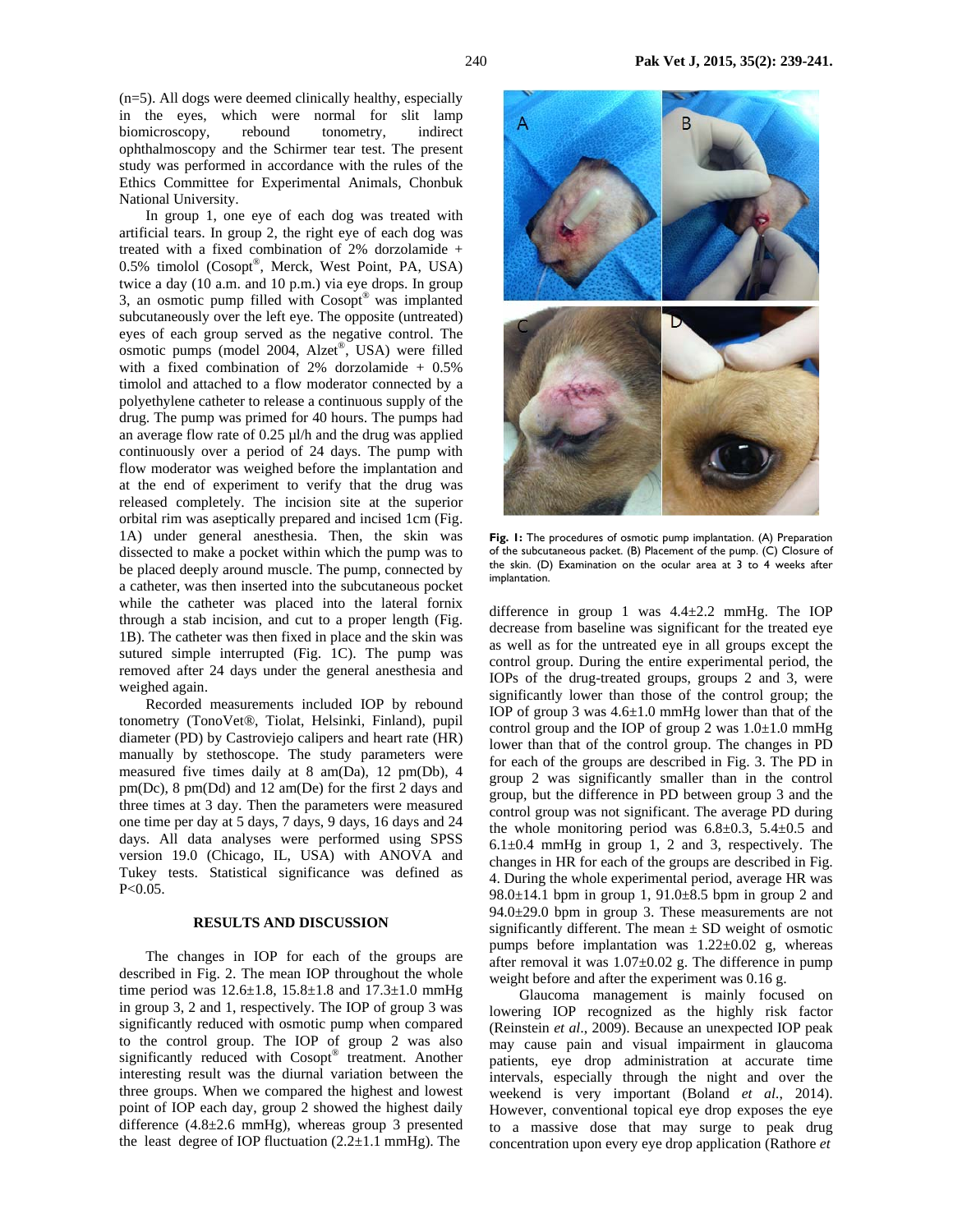(n=5). All dogs were deemed clinically healthy, especially in the eyes, which were normal for slit lamp biomicroscopy, rebound tonometry, indirect ophthalmoscopy and the Schirmer tear test. The present study was performed in accordance with the rules of the Ethics Committee for Experimental Animals, Chonbuk National University.

In group 1, one eye of each dog was treated with artificial tears. In group 2, the right eye of each dog was treated with a fixed combination of 2% dorzolamide + 0.5% timolol (Cosopt®, Merck, West Point, PA, USA) twice a day (10 a.m. and 10 p.m.) via eye drops. In group 3, an osmotic pump filled with Cosopt® was implanted subcutaneously over the left eye. The opposite (untreated) eyes of each group served as the negative control. The osmotic pumps (model 2004, Alzet®, USA) were filled with a fixed combination of 2% dorzolamide + 0.5% timolol and attached to a flow moderator connected by a polyethylene catheter to release a continuous supply of the drug. The pump was primed for 40 hours. The pumps had an average flow rate of 0.25 µl/h and the drug was applied continuously over a period of 24 days. The pump with flow moderator was weighed before the implantation and at the end of experiment to verify that the drug was released completely. The incision site at the superior orbital rim was aseptically prepared and incised 1cm (Fig. 1A) under general anesthesia. Then, the skin was dissected to make a pocket within which the pump was to be placed deeply around muscle. The pump, connected by a catheter, was then inserted into the subcutaneous pocket while the catheter was placed into the lateral fornix through a stab incision, and cut to a proper length (Fig. 1B). The catheter was then fixed in place and the skin was sutured simple interrupted (Fig. 1C). The pump was removed after 24 days under the general anesthesia and weighed again.

Recorded measurements included IOP by rebound tonometry (TonoVet®, Tiolat, Helsinki, Finland), pupil diameter (PD) by Castroviejo calipers and heart rate (HR) manually by stethoscope. The study parameters were measured five times daily at 8 am(Da), 12 pm(Db), 4 pm(Dc), 8 pm(Dd) and 12 am(De) for the first 2 days and three times at 3 day. Then the parameters were measured one time per day at 5 days, 7 days, 9 days, 16 days and 24 days. All data analyses were performed using SPSS version 19.0 (Chicago, IL, USA) with ANOVA and Tukey tests. Statistical significance was defined as $P<0.05$.

## RESULTS AND DISCUSSION

The changes in IOP for each of the groups are described in Fig. 2. The mean IOP throughout the whole time period was 12.6±1.8, 15.8±1.8 and 17.3±1.0 mmHg in group 3, 2 and 1, respectively. The IOP of group 3 was significantly reduced with osmotic pump when compared to the control group. The IOP of group 2 was also significantly reduced with Cosopt® treatment. Another interesting result was the diurnal variation between the three groups. When we compared the highest and lowest point of IOP each day, group 2 showed the highest daily difference (4.8±2.6 mmHg), whereas group 3 presented the least degree of IOP fluctuation (2.2±1.1 mmHg). The difference in group 1 was 4.4±2.2 mmHg. The IOP decrease from baseline was significant for the treated eye as well as for the untreated eye in all groups except the control group. During the entire experimental period, the IOPs of the drug-treated groups, groups 2 and 3, were significantly lower than those of the control group; the IOP of group 3 was 4.6±1.0 mmHg lower than that of the control group and the IOP of group 2 was 1.0±1.0 mmHg lower than that of the control group. The changes in PD for each of the groups are described in Fig. 3. The PD in group 2 was significantly smaller than in the control group, but the difference in PD between group 3 and the control group was not significant. The average PD during the whole monitoring period was 6.8±0.3, 5.4±0.5 and 6.1±0.4 mmHg in group 1, 2 and 3, respectively. The changes in HR for each of the groups are described in Fig. 4. During the whole experimental period, average HR was 98.0±14.1 bpm in group 1, 91.0±8.5 bpm in group 2 and 94.0±29.0 bpm in group 3. These measurements are not significantly different. The mean ± SD weight of osmotic pumps before implantation was 1.22±0.02 g, whereas after removal it was 1.07±0.02 g. The difference in pump weight before and after the experiment was 0.16 g.

**Fig. 1:** The procedures of osmotic pump implantation. (A) Preparation of the subcutaneous packet. (B) Placement of the pump. (C) Closure of the skin. (D) Examination on the ocular area at 3 to 4 weeks after implantation.

Glaucoma management is mainly focused on lowering IOP recognized as the highly risk factor (Reinstein *et al*., 2009). Because an unexpected IOP peak may cause pain and visual impairment in glaucoma patients, eye drop administration at accurate time intervals, especially through the night and over the weekend is very important (Boland *et al*., 2014). However, conventional topical eye drop exposes the eye to a massive dose that may surge to peak drug concentration upon every eye drop application (Rathore *et*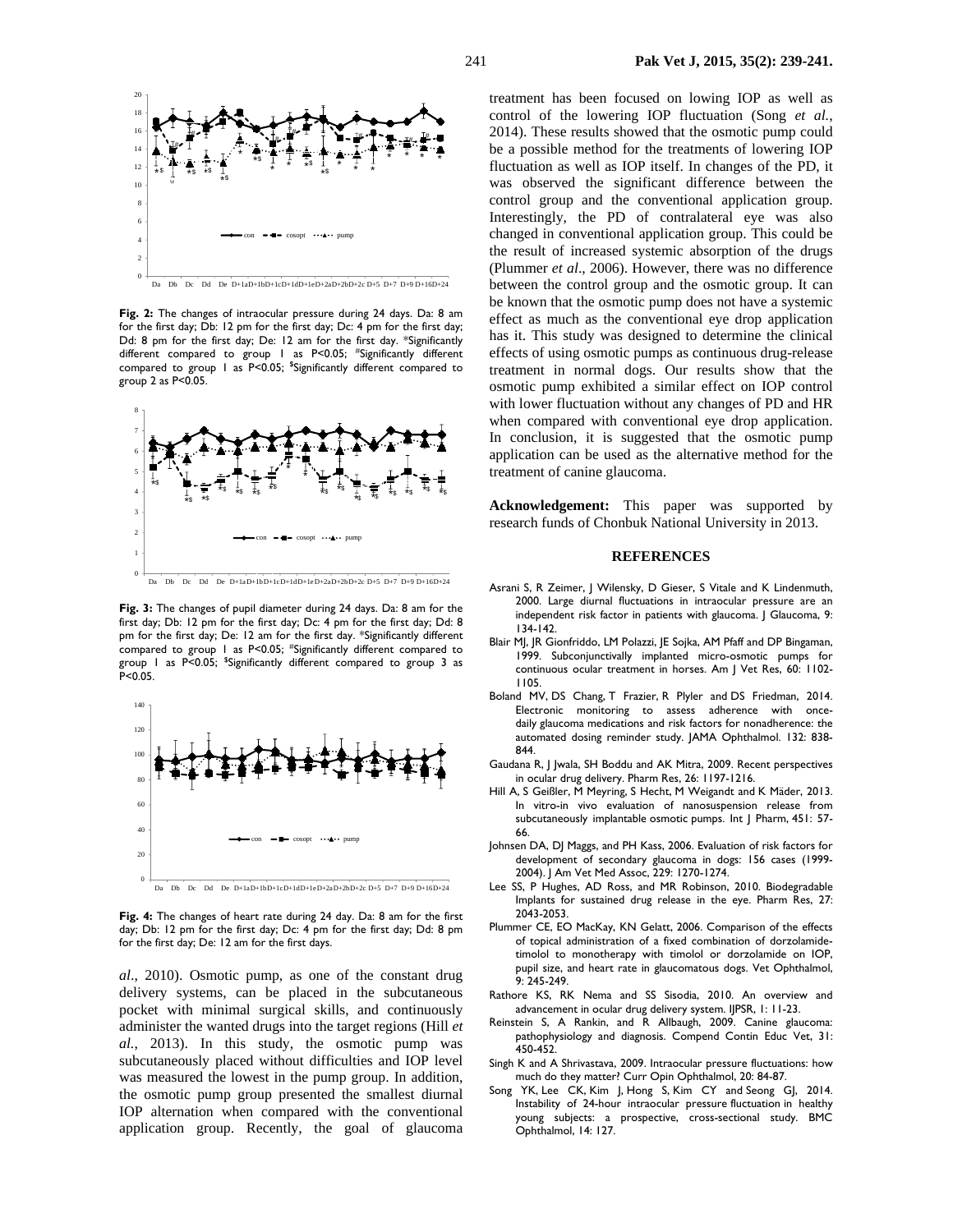20
18
16
14
12
10
8
6
4
2
0

Da Db Dc Dd De D+1aD+1bD+1cD+1dD+1eD+2aD+2bD+2c D+5 D+7 D+9 D+16D+24

con cosopt pump

**Fig. 2:** The changes of intraocular pressure during 24 days. Da: 8 am for the first day; Db: 12 pm for the first day; Dc: 4 pm for the first day; Dd: 8 pm for the first day; De: 12 am for the first day. *Significantly different compared to group 1 as P<0.05; #Significantly different compared to group 1 as P<0.05; $Significantly different compared to group 2 as P<0.05.

8
7
6
5
4
3
2
1
0

Da Db Dc Dd De D+1aD+1bD+1cD+1dD+1eD+2aD+2bD+2c D+5 D+7 D+9 D+16D+24

con cosopt pump

**Fig. 3:** The changes of pupil diameter during 24 days. Da: 8 am for the first day; Db: 12 pm for the first day; Dc: 4 pm for the first day; Dd: 8 pm for the first day; De: 12 am for the first day. *Significantly different compared to group 1 as P<0.05; #Significantly different compared to group 1 as P<0.05; $Significantly different compared to group 3 as P<0.05.

140
120
100
80
60
40
20
0

Da Db Dc Dd De D+1aD+1bD+1cD+1dD+1eD+2aD+2bD+2c D+5 D+7 D+9 D+16D+24

con cosopt pump

**Fig. 4:** The changes of heart rate during 24 day. Da: 8 am for the first day; Db: 12 pm for the first day; Dc: 4 pm for the first day; Dd: 8 pm for the first day; De: 12 am for the first days.

*al*., 2010). Osmotic pump, as one of the constant drug delivery systems, can be placed in the subcutaneous pocket with minimal surgical skills, and continuously administer the wanted drugs into the target regions (Hill *et al.*, 2013). In this study, the osmotic pump was subcutaneously placed without difficulties and IOP level was measured the lowest in the pump group. In addition, the osmotic pump group presented the smallest diurnal IOP alternation when compared with the conventional application group. Recently, the goal of glaucoma treatment has been focused on lowing IOP as well as control of the lowering IOP fluctuation (Song *et al.*, 2014). These results showed that the osmotic pump could be a possible method for the treatments of lowering IOP fluctuation as well as IOP itself. In changes of the PD, it was observed the significant difference between the control group and the conventional application group. Interestingly, the PD of contralateral eye was also changed in conventional application group. This could be the result of increased systemic absorption of the drugs (Plummer *et al*., 2006). However, there was no difference between the control group and the osmotic group. It can be known that the osmotic pump does not have a systemic effect as much as the conventional eye drop application has it. This study was designed to determine the clinical effects of using osmotic pumps as continuous drug-release treatment in normal dogs. Our results show that the osmotic pump exhibited a similar effect on IOP control with lower fluctuation without any changes of PD and HR when compared with conventional eye drop application. In conclusion, it is suggested that the osmotic pump application can be used as the alternative method for the treatment of canine glaucoma.

**Acknowledgement:** This paper was supported by research funds of Chonbuk National University in 2013.

## REFERENCES

Asrani S, R Zeimer, J Wilensky, D Gieser, S Vitale and K Lindenmuth, 2000. Large diurnal fluctuations in intraocular pressure are an independent risk factor in patients with glaucoma. J Glaucoma, 9: 134-142.

Blair MJ, JR Gionfriddo, LM Polazzi, JE Sojka, AM Pfaff and DP Bingaman, 1999. Subconjunctivally implanted micro-osmotic pumps for continuous ocular treatment in horses. Am J Vet Res, 60: 1102-1105.

Boland MV, DS Chang, T Frazier, R Plyler and DS Friedman, 2014. Electronic monitoring to assess adherence with once-daily glaucoma medications and risk factors for nonadherence: the automated dosing reminder study. JAMA Ophthalmol. 132: 838-844.

Gaudana R, J Jwala, SH Boddu and AK Mitra, 2009. Recent perspectives in ocular drug delivery. Pharm Res, 26: 1197-1216.

Hill A, S Geißler, M Meyring, S Hecht, M Weigandt and K Mäder, 2013. In vitro-in vivo evaluation of nanosuspension release from subcutaneously implantable osmotic pumps. Int J Pharm, 451: 57-66.

Johnsen DA, DJ Maggs, and PH Kass, 2006. Evaluation of risk factors for development of secondary glaucoma in dogs: 156 cases (1999-2004). J Am Vet Med Assoc, 229: 1270-1274.

Lee SS, P Hughes, AD Ross, and MR Robinson, 2010. Biodegradable Implants for sustained drug release in the eye. Pharm Res, 27: 2043-2053.

Plummer CE, EO MacKay, KN Gelatt, 2006. Comparison of the effects of topical administration of a fixed combination of dorzolamide-timolol to monotherapy with timolol or dorzolamide on IOP, pupil size, and heart rate in glaucomatous dogs. Vet Ophthalmol, 9: 245-249.

Rathore KS, RK Nema and SS Sisodia, 2010. An overview and advancement in ocular drug delivery system. IJPSR, 1: 11-23.

Reinstein S, A Rankin, and R Allbaugh, 2009. Canine glaucoma: pathophysiology and diagnosis. Compend Contin Educ Vet, 31: 450-452.

Singh K and A Shrivastava, 2009. Intraocular pressure fluctuations: how much do they matter? Curr Opin Ophthalmol, 20: 84-87.

Song YK, Lee CK, Kim J, Hong S, Kim CY and Seong GJ, 2014. Instability of 24-hour intraocular pressure fluctuation in healthy young subjects: a prospective, cross-sectional study. BMC Ophthalmol, 14: 127.